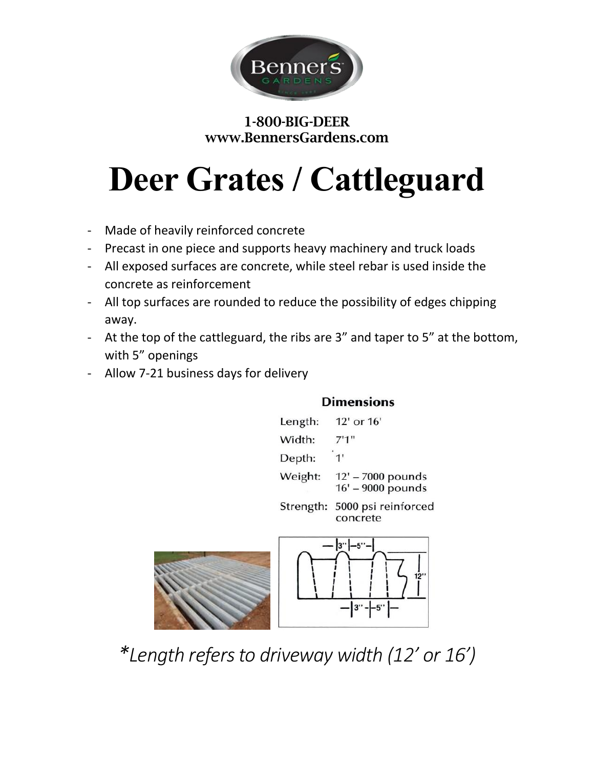1-800-BIG-DEER
www.BennersGardens.com

# Deer Grates / Cattleguard

- Made of heavily reinforced concrete
- Precast in one piece and supports heavy machinery and truck loads
- All exposed surfaces are concrete, while steel rebar is used inside the concrete as reinforcement
- All top surfaces are rounded to reduce the possibility of edges chipping away.
- At the top of the cattleguard, the ribs are 3" and taper to 5" at the bottom, with 5" openings
- Allow 7-21 business days for delivery

## Dimensions

| | |
|---|---|
| Length: | 12' or 16' |
| Width: | 7'1" |
| Depth: | 1' |
| Weight: | 12' – 7000 pounds<br>16' – 9000 pounds |
| Strength: | 5000 psi reinforced concrete |

*\*Length refers to driveway width (12' or 16')*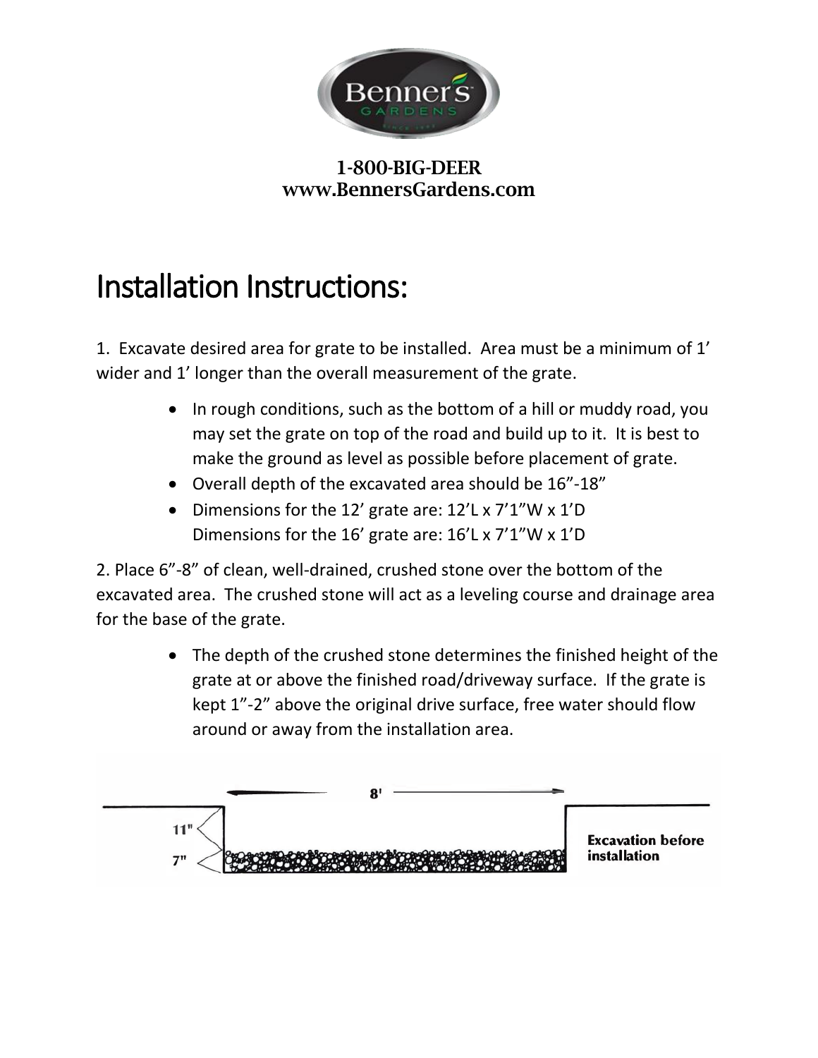1-800-BIG-DEER
www.BennersGardens.com

# Installation Instructions:

1. Excavate desired area for grate to be installed. Area must be a minimum of 1' wider and 1' longer than the overall measurement of the grate.

   - In rough conditions, such as the bottom of a hill or muddy road, you may set the grate on top of the road and build up to it. It is best to make the ground as level as possible before placement of grate.
   - Overall depth of the excavated area should be 16"-18"
   - Dimensions for the 12' grate are: 12'L x 7'1"W x 1'D
     Dimensions for the 16' grate are: 16'L x 7'1"W x 1'D

2. Place 6"-8" of clean, well-drained, crushed stone over the bottom of the excavated area. The crushed stone will act as a leveling course and drainage area for the base of the grate.

   - The depth of the crushed stone determines the finished height of the grate at or above the finished road/driveway surface. If the grate is kept 1"-2" above the original drive surface, free water should flow around or away from the installation area.

8'

11"

7"

Excavation before installation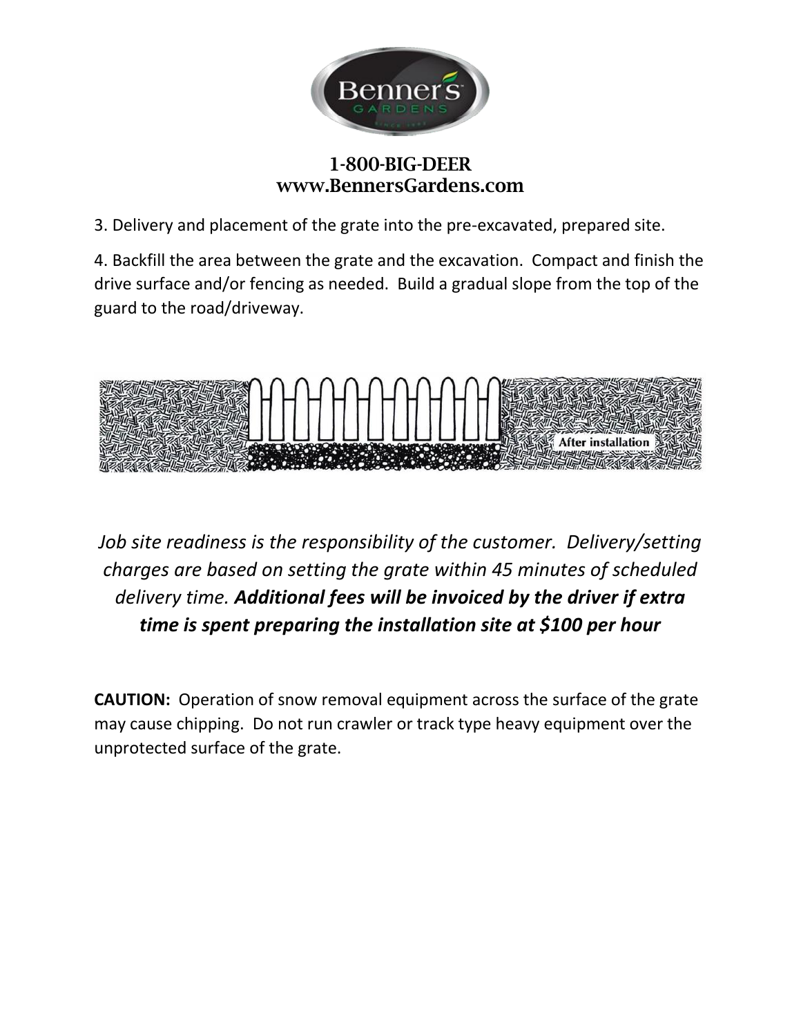1-800-BIG-DEER
www.BennersGardens.com

3. Delivery and placement of the grate into the pre-excavated, prepared site.

4. Backfill the area between the grate and the excavation. Compact and finish the drive surface and/or fencing as needed. Build a gradual slope from the top of the guard to the road/driveway.

After installation

*Job site readiness is the responsibility of the customer. Delivery/setting charges are based on setting the grate within 45 minutes of scheduled delivery time.* ***Additional fees will be invoiced by the driver if extra time is spent preparing the installation site at $100 per hour***

**CAUTION:** Operation of snow removal equipment across the surface of the grate may cause chipping. Do not run crawler or track type heavy equipment over the unprotected surface of the grate.